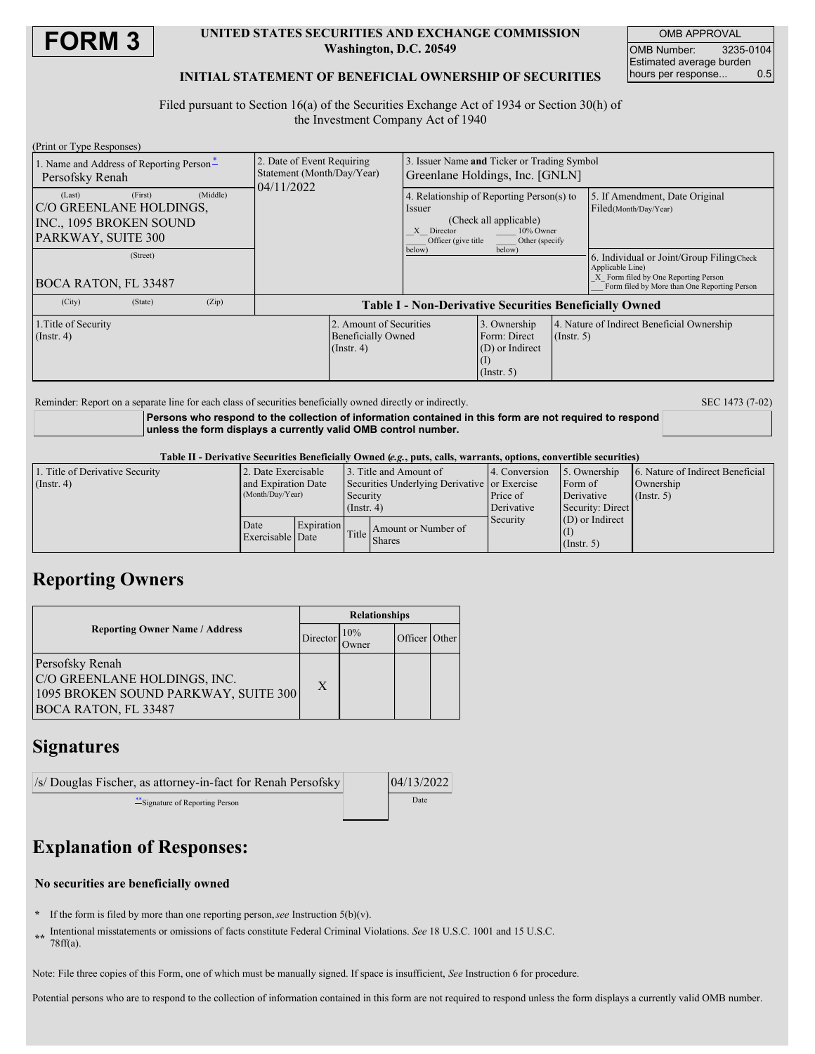# FORM 3

**UNITED STATES SECURITIES AND EXCHANGE COMMISSION**
**Washington, D.C. 20549**

**INITIAL STATEMENT OF BENEFICIAL OWNERSHIP OF SECURITIES**

Filed pursuant to Section 16(a) of the Securities Exchange Act of 1934 or Section 30(h) of the Investment Company Act of 1940

| OMB APPROVAL | |
|---|---|
| OMB Number: | 3235-0104 |
| Estimated average burden hours per response... | 0.5 |

(Print or Type Responses)

| 1. Name and Address of Reporting Person* | 2. Date of Event Requiring Statement (Month/Day/Year) | 3. Issuer Name **and** Ticker or Trading Symbol |
|---|---|---|
| Persofsky Renah | 04/11/2022 | Greenlane Holdings, Inc. [GNLN] |
| (Last) (First) (Middle) C/O GREENLANE HOLDINGS, INC., 1095 BROKEN SOUND PARKWAY, SUITE 300 | | 4. Relationship of Reporting Person(s) to Issuer (Check all applicable) _X_ Director ___ 10% Owner ___ Officer (give title below) ___ Other (specify below) |
| (Street) BOCA RATON, FL 33487 | | 5. If Amendment, Date Original Filed(Month/Day/Year) |
| (City) (State) (Zip) | | 6. Individual or Joint/Group Filing(Check Applicable Line) _X_ Form filed by One Reporting Person ___ Form filed by More than One Reporting Person |

**Table I - Non-Derivative Securities Beneficially Owned**

| 1.Title of Security (Instr. 4) | 2. Amount of Securities Beneficially Owned (Instr. 4) | 3. Ownership Form: Direct (D) or Indirect (I) (Instr. 5) | 4. Nature of Indirect Beneficial Ownership (Instr. 5) |
|---|---|---|---|

Reminder: Report on a separate line for each class of securities beneficially owned directly or indirectly.

SEC 1473 (7-02)

**Persons who respond to the collection of information contained in this form are not required to respond unless the form displays a currently valid OMB control number.**

**Table II - Derivative Securities Beneficially Owned (*e.g.*, puts, calls, warrants, options, convertible securities)**

| 1. Title of Derivative Security (Instr. 4) | 2. Date Exercisable and Expiration Date (Month/Day/Year) | | 3. Title and Amount of Securities Underlying Derivative Security (Instr. 4) | | 4. Conversion or Exercise Price of Derivative Security | 5. Ownership Form of Derivative Security: Direct (D) or Indirect (I) (Instr. 5) | 6. Nature of Indirect Beneficial Ownership (Instr. 5) |
|---|---|---|---|---|---|---|---|
| | Date Exercisable | Expiration Date | Title | Amount or Number of Shares | | | |

## Reporting Owners

| Reporting Owner Name / Address | Relationships | | | |
|---|---|---|---|---|
| | Director | 10% Owner | Officer | Other |
| Persofsky Renah C/O GREENLANE HOLDINGS, INC. 1095 BROKEN SOUND PARKWAY, SUITE 300 BOCA RATON, FL 33487 | X | | | |

## Signatures

| /s/ Douglas Fischer, as attorney-in-fact for Renah Persofsky | 04/13/2022 |
|---|---|
| **Signature of Reporting Person | Date |

## Explanation of Responses:

**No securities are beneficially owned**

\* If the form is filed by more than one reporting person, *see* Instruction 5(b)(v).

\*\* Intentional misstatements or omissions of facts constitute Federal Criminal Violations. *See* 18 U.S.C. 1001 and 15 U.S.C. 78ff(a).

Note: File three copies of this Form, one of which must be manually signed. If space is insufficient, *See* Instruction 6 for procedure.

Potential persons who are to respond to the collection of information contained in this form are not required to respond unless the form displays a currently valid OMB number.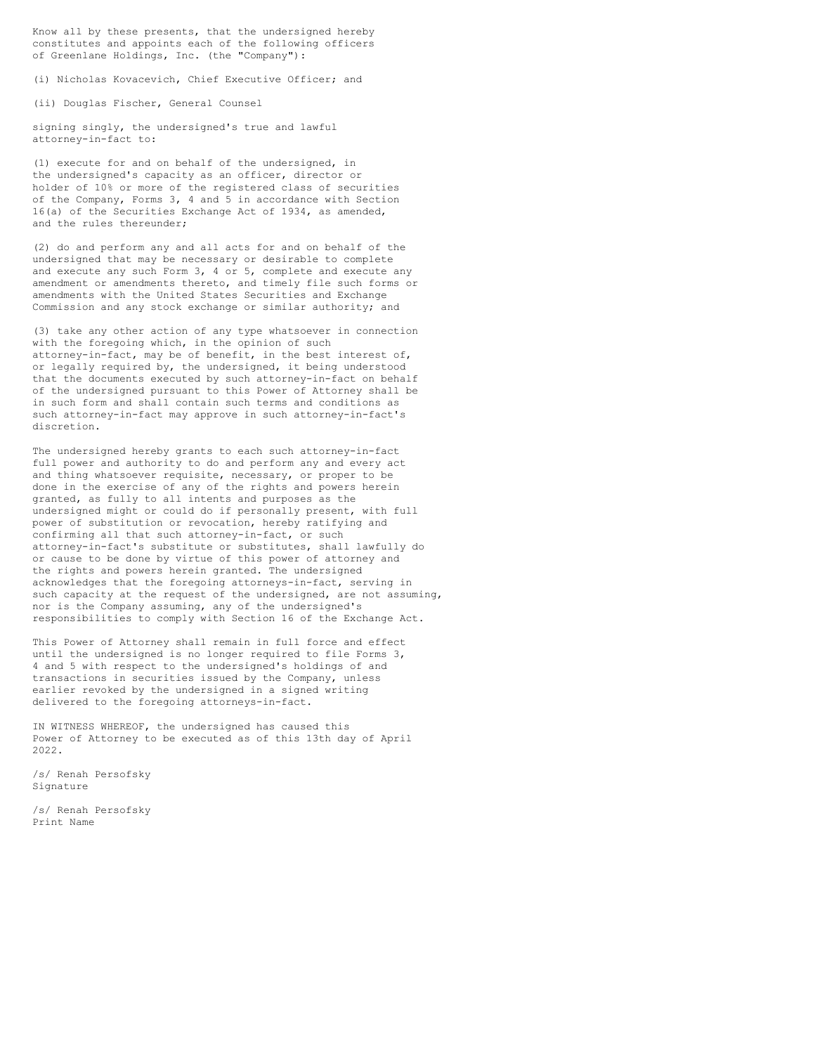Know all by these presents, that the undersigned hereby constitutes and appoints each of the following officers of Greenlane Holdings, Inc. (the "Company"):

(i) Nicholas Kovacevich, Chief Executive Officer; and

(ii) Douglas Fischer, General Counsel

signing singly, the undersigned's true and lawful attorney-in-fact to:

(1) execute for and on behalf of the undersigned, in the undersigned's capacity as an officer, director or holder of 10% or more of the registered class of securities of the Company, Forms 3, 4 and 5 in accordance with Section 16(a) of the Securities Exchange Act of 1934, as amended, and the rules thereunder;

(2) do and perform any and all acts for and on behalf of the undersigned that may be necessary or desirable to complete and execute any such Form 3, 4 or 5, complete and execute any amendment or amendments thereto, and timely file such forms or amendments with the United States Securities and Exchange Commission and any stock exchange or similar authority; and

(3) take any other action of any type whatsoever in connection with the foregoing which, in the opinion of such attorney-in-fact, may be of benefit, in the best interest of, or legally required by, the undersigned, it being understood that the documents executed by such attorney-in-fact on behalf of the undersigned pursuant to this Power of Attorney shall be in such form and shall contain such terms and conditions as such attorney-in-fact may approve in such attorney-in-fact's discretion.

The undersigned hereby grants to each such attorney-in-fact full power and authority to do and perform any and every act and thing whatsoever requisite, necessary, or proper to be done in the exercise of any of the rights and powers herein granted, as fully to all intents and purposes as the undersigned might or could do if personally present, with full power of substitution or revocation, hereby ratifying and confirming all that such attorney-in-fact, or such attorney-in-fact's substitute or substitutes, shall lawfully do or cause to be done by virtue of this power of attorney and the rights and powers herein granted. The undersigned acknowledges that the foregoing attorneys-in-fact, serving in such capacity at the request of the undersigned, are not assuming, nor is the Company assuming, any of the undersigned's responsibilities to comply with Section 16 of the Exchange Act.

This Power of Attorney shall remain in full force and effect until the undersigned is no longer required to file Forms 3, 4 and 5 with respect to the undersigned's holdings of and transactions in securities issued by the Company, unless earlier revoked by the undersigned in a signed writing delivered to the foregoing attorneys-in-fact.

IN WITNESS WHEREOF, the undersigned has caused this Power of Attorney to be executed as of this 13th day of April 2022.

/s/ Renah Persofsky
Signature

/s/ Renah Persofsky
Print Name